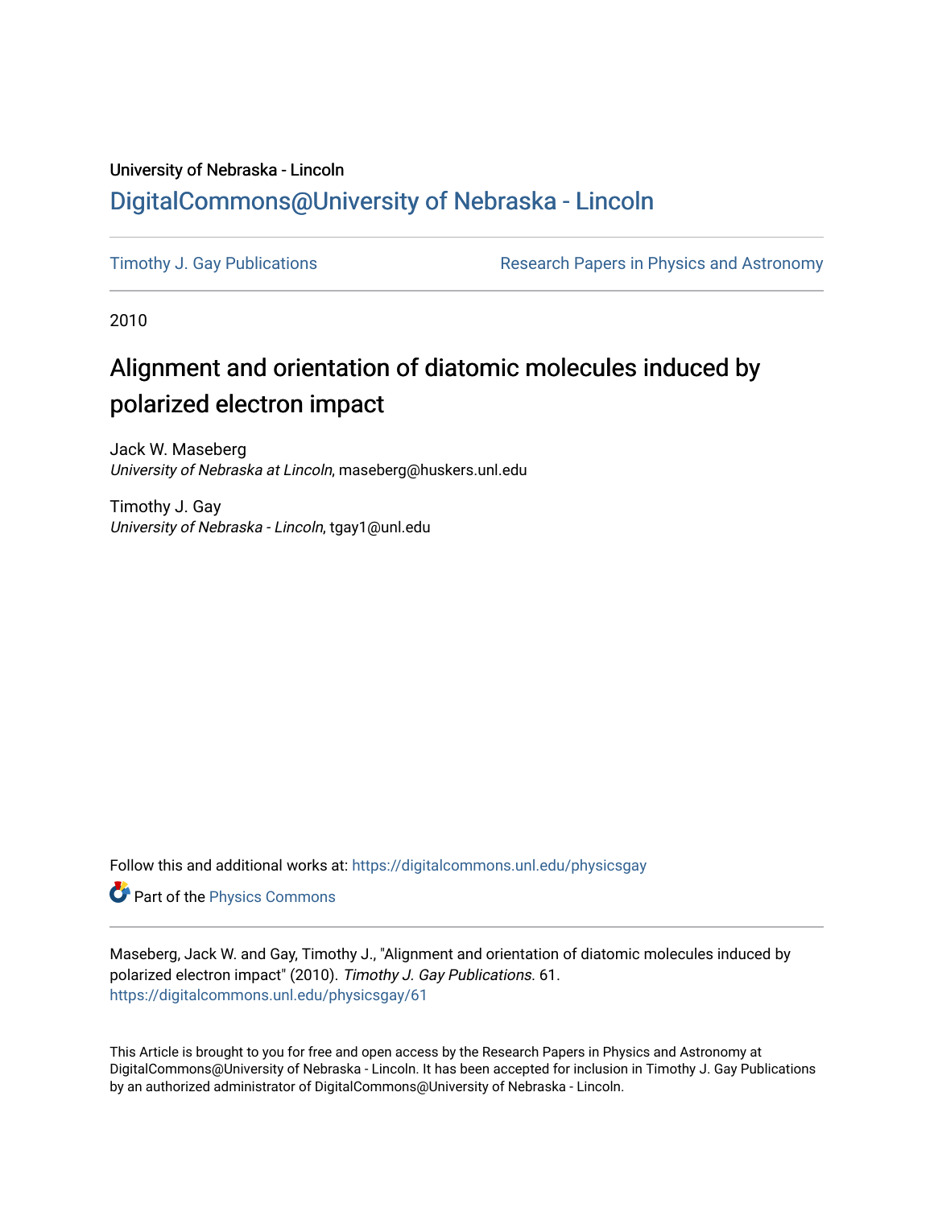University of Nebraska - Lincoln

## DigitalCommons@University of Nebraska - Lincoln

Timothy J. Gay Publications

Research Papers in Physics and Astronomy

2010

# Alignment and orientation of diatomic molecules induced by polarized electron impact

Jack W. Maseberg
*University of Nebraska at Lincoln*, maseberg@huskers.unl.edu

Timothy J. Gay
*University of Nebraska - Lincoln*, tgay1@unl.edu

Follow this and additional works at: https://digitalcommons.unl.edu/physicsgay

Part of the Physics Commons

Maseberg, Jack W. and Gay, Timothy J., "Alignment and orientation of diatomic molecules induced by polarized electron impact" (2010). *Timothy J. Gay Publications*. 61.
https://digitalcommons.unl.edu/physicsgay/61

This Article is brought to you for free and open access by the Research Papers in Physics and Astronomy at DigitalCommons@University of Nebraska - Lincoln. It has been accepted for inclusion in Timothy J. Gay Publications by an authorized administrator of DigitalCommons@University of Nebraska - Lincoln.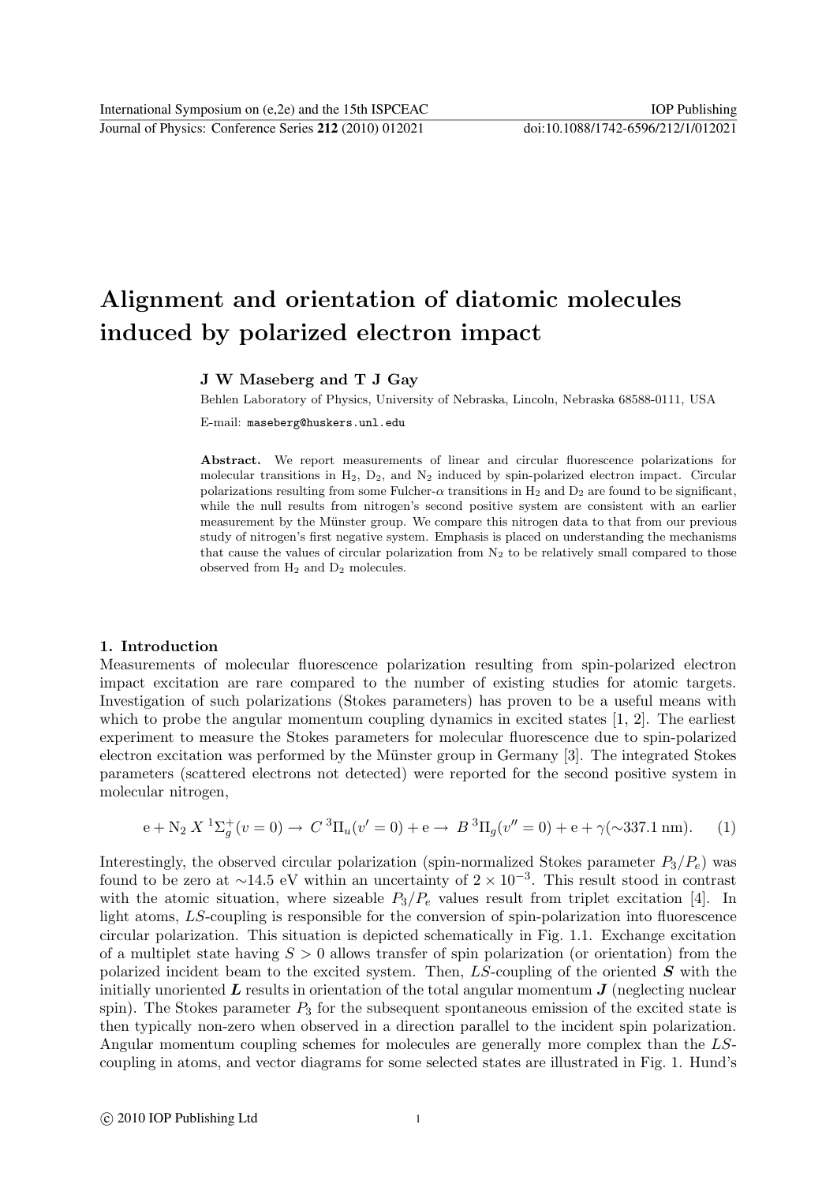# Alignment and orientation of diatomic molecules induced by polarized electron impact

**J W Maseberg and T J Gay**

Behlen Laboratory of Physics, University of Nebraska, Lincoln, Nebraska 68588-0111, USA

E-mail: maseberg@huskers.unl.edu

**Abstract.** We report measurements of linear and circular fluorescence polarizations for molecular transitions in $H_2$, $D_2$, and $N_2$ induced by spin-polarized electron impact. Circular polarizations resulting from some Fulcher-$\alpha$ transitions in $H_2$ and $D_2$ are found to be significant, while the null results from nitrogen's second positive system are consistent with an earlier measurement by the Münster group. We compare this nitrogen data to that from our previous study of nitrogen's first negative system. Emphasis is placed on understanding the mechanisms that cause the values of circular polarization from $N_2$ to be relatively small compared to those observed from $H_2$ and $D_2$ molecules.

## 1. Introduction

Measurements of molecular fluorescence polarization resulting from spin-polarized electron impact excitation are rare compared to the number of existing studies for atomic targets. Investigation of such polarizations (Stokes parameters) has proven to be a useful means with which to probe the angular momentum coupling dynamics in excited states [1, 2]. The earliest experiment to measure the Stokes parameters for molecular fluorescence due to spin-polarized electron excitation was performed by the Münster group in Germany [3]. The integrated Stokes parameters (scattered electrons not detected) were reported for the second positive system in molecular nitrogen,

$$\mathrm{e} + \mathrm{N_2}\ X\ ^1\Sigma_g^+(v=0) \rightarrow\ C\ ^3\Pi_u(v'=0) + \mathrm{e} \rightarrow\ B\ ^3\Pi_g(v''=0) + \mathrm{e} + \gamma(\sim 337.1\ \mathrm{nm}). \quad (1)$$

Interestingly, the observed circular polarization (spin-normalized Stokes parameter $P_3/P_e$) was found to be zero at $\sim$14.5 eV within an uncertainty of $2 \times 10^{-3}$. This result stood in contrast with the atomic situation, where sizeable $P_3/P_e$ values result from triplet excitation [4]. In light atoms, $LS$-coupling is responsible for the conversion of spin-polarization into fluorescence circular polarization. This situation is depicted schematically in Fig. 1.1. Exchange excitation of a multiplet state having $S > 0$ allows transfer of spin polarization (or orientation) from the polarized incident beam to the excited system. Then, $LS$-coupling of the oriented $\boldsymbol{S}$ with the initially unoriented $\boldsymbol{L}$ results in orientation of the total angular momentum $\boldsymbol{J}$ (neglecting nuclear spin). The Stokes parameter $P_3$ for the subsequent spontaneous emission of the excited state is then typically non-zero when observed in a direction parallel to the incident spin polarization. Angular momentum coupling schemes for molecules are generally more complex than the $LS$-coupling in atoms, and vector diagrams for some selected states are illustrated in Fig. 1. Hund's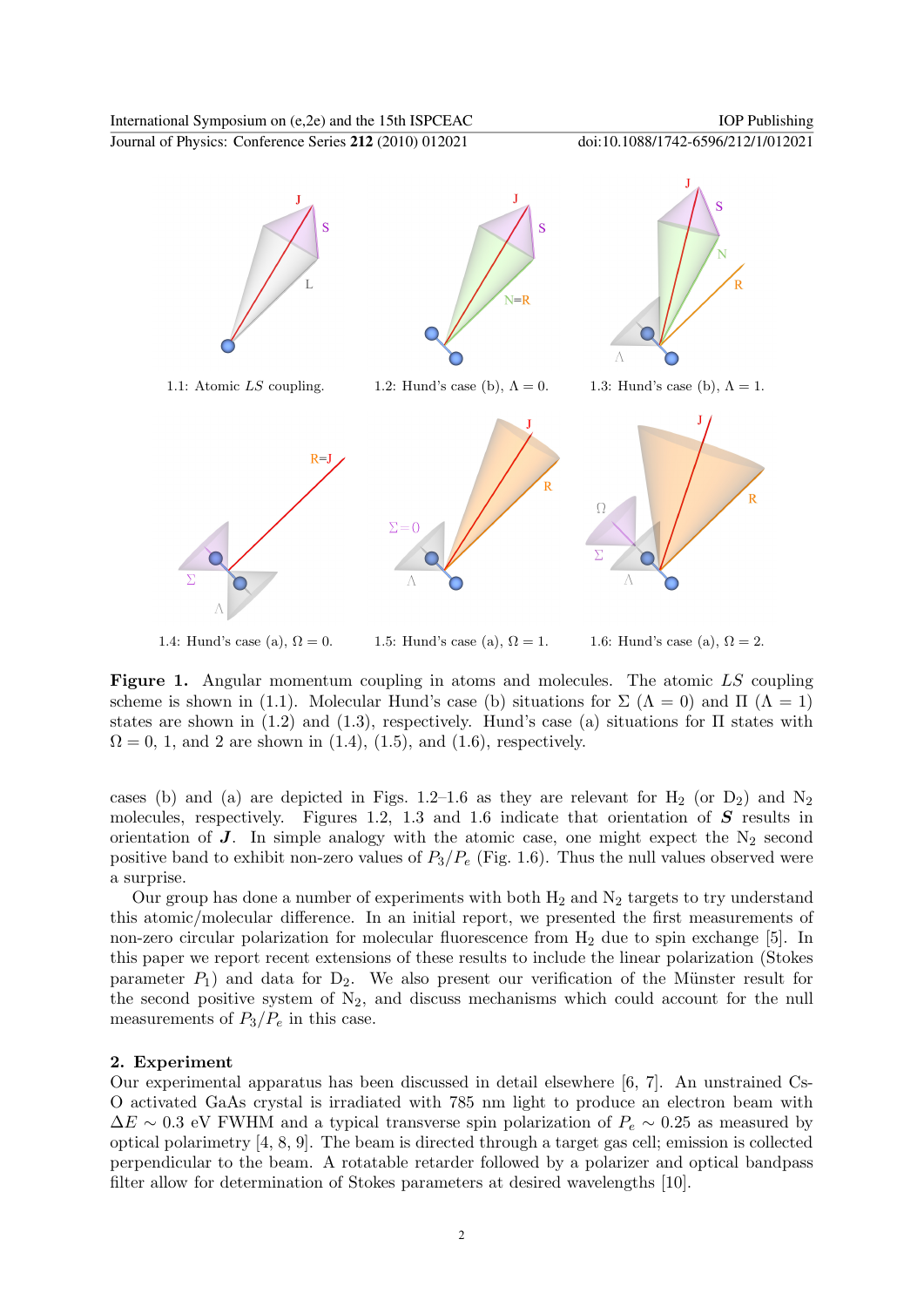1.1: Atomic $LS$ coupling.

1.2: Hund's case (b), $\Lambda = 0$.

1.3: Hund's case (b), $\Lambda = 1$.

1.4: Hund's case (a), $\Omega = 0$.

1.5: Hund's case (a), $\Omega = 1$.

1.6: Hund's case (a), $\Omega = 2$.

**Figure 1.** Angular momentum coupling in atoms and molecules. The atomic $LS$ coupling scheme is shown in (1.1). Molecular Hund's case (b) situations for $\Sigma$ ($\Lambda = 0$) and $\Pi$ ($\Lambda = 1$) states are shown in (1.2) and (1.3), respectively. Hund's case (a) situations for $\Pi$ states with $\Omega = 0$, 1, and 2 are shown in (1.4), (1.5), and (1.6), respectively.

cases (b) and (a) are depicted in Figs. 1.2–1.6 as they are relevant for $H_2$ (or $D_2$) and $N_2$ molecules, respectively. Figures 1.2, 1.3 and 1.6 indicate that orientation of $\boldsymbol{S}$ results in orientation of $\boldsymbol{J}$. In simple analogy with the atomic case, one might expect the $N_2$ second positive band to exhibit non-zero values of $P_3/P_e$ (Fig. 1.6). Thus the null values observed were a surprise.

Our group has done a number of experiments with both $H_2$ and $N_2$ targets to try understand this atomic/molecular difference. In an initial report, we presented the first measurements of non-zero circular polarization for molecular fluorescence from $H_2$ due to spin exchange [5]. In this paper we report recent extensions of these results to include the linear polarization (Stokes parameter $P_1$) and data for $D_2$. We also present our verification of the Münster result for the second positive system of $N_2$, and discuss mechanisms which could account for the null measurements of $P_3/P_e$ in this case.

## 2. Experiment

Our experimental apparatus has been discussed in detail elsewhere [6, 7]. An unstrained Cs-O activated GaAs crystal is irradiated with 785 nm light to produce an electron beam with $\Delta E \sim 0.3$ eV FWHM and a typical transverse spin polarization of $P_e \sim 0.25$ as measured by optical polarimetry [4, 8, 9]. The beam is directed through a target gas cell; emission is collected perpendicular to the beam. A rotatable retarder followed by a polarizer and optical bandpass filter allow for determination of Stokes parameters at desired wavelengths [10].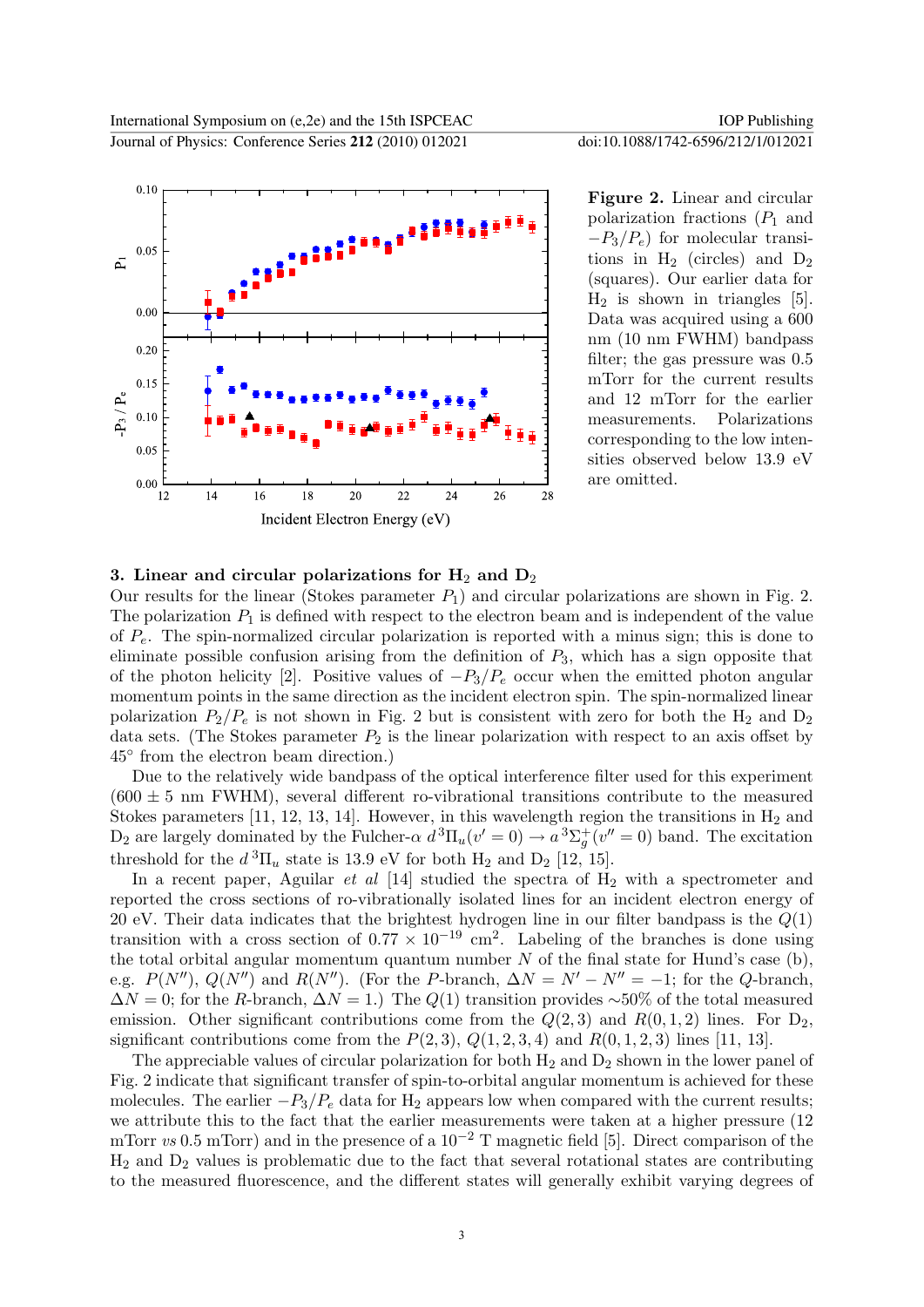**Figure 2.** Linear and circular polarization fractions ($P_1$ and $-P_3/P_e$) for molecular transitions in $H_2$ (circles) and $D_2$ (squares). Our earlier data for $H_2$ is shown in triangles [5]. Data was acquired using a 600 nm (10 nm FWHM) bandpass filter; the gas pressure was 0.5 mTorr for the current results and 12 mTorr for the earlier measurements. Polarizations corresponding to the low intensities observed below 13.9 eV are omitted.

## 3. Linear and circular polarizations for $H_2$ and $D_2$

Our results for the linear (Stokes parameter $P_1$) and circular polarizations are shown in Fig. 2. The polarization $P_1$ is defined with respect to the electron beam and is independent of the value of $P_e$. The spin-normalized circular polarization is reported with a minus sign; this is done to eliminate possible confusion arising from the definition of $P_3$, which has a sign opposite that of the photon helicity [2]. Positive values of $-P_3/P_e$ occur when the emitted photon angular momentum points in the same direction as the incident electron spin. The spin-normalized linear polarization $P_2/P_e$ is not shown in Fig. 2 but is consistent with zero for both the $H_2$ and $D_2$ data sets. (The Stokes parameter $P_2$ is the linear polarization with respect to an axis offset by 45° from the electron beam direction.)

Due to the relatively wide bandpass of the optical interference filter used for this experiment ($600 \pm 5$ nm FWHM), several different ro-vibrational transitions contribute to the measured Stokes parameters [11, 12, 13, 14]. However, in this wavelength region the transitions in $H_2$ and $D_2$ are largely dominated by the Fulcher-$\alpha$ $d\,^3\Pi_u(v'=0) \rightarrow a\,^3\Sigma_g^+(v''=0)$ band. The excitation threshold for the $d\,^3\Pi_u$ state is 13.9 eV for both $H_2$ and $D_2$ [12, 15].

In a recent paper, Aguilar *et al* [14] studied the spectra of $H_2$ with a spectrometer and reported the cross sections of ro-vibrationally isolated lines for an incident electron energy of 20 eV. Their data indicates that the brightest hydrogen line in our filter bandpass is the $Q(1)$ transition with a cross section of $0.77 \times 10^{-19}$ cm$^2$. Labeling of the branches is done using the total orbital angular momentum quantum number $N$ of the final state for Hund's case (b), e.g. $P(N'')$, $Q(N'')$ and $R(N'')$. (For the $P$-branch, $\Delta N = N' - N'' = -1$; for the $Q$-branch, $\Delta N = 0$; for the $R$-branch, $\Delta N = 1$.) The $Q(1)$ transition provides $\sim$50% of the total measured emission. Other significant contributions come from the $Q(2,3)$ and $R(0,1,2)$ lines. For $D_2$, significant contributions come from the $P(2,3)$, $Q(1,2,3,4)$ and $R(0,1,2,3)$ lines [11, 13].

The appreciable values of circular polarization for both $H_2$ and $D_2$ shown in the lower panel of Fig. 2 indicate that significant transfer of spin-to-orbital angular momentum is achieved for these molecules. The earlier $-P_3/P_e$ data for $H_2$ appears low when compared with the current results; we attribute this to the fact that the earlier measurements were taken at a higher pressure (12 mTorr *vs* 0.5 mTorr) and in the presence of a $10^{-2}$ T magnetic field [5]. Direct comparison of the $H_2$ and $D_2$ values is problematic due to the fact that several rotational states are contributing to the measured fluorescence, and the different states will generally exhibit varying degrees of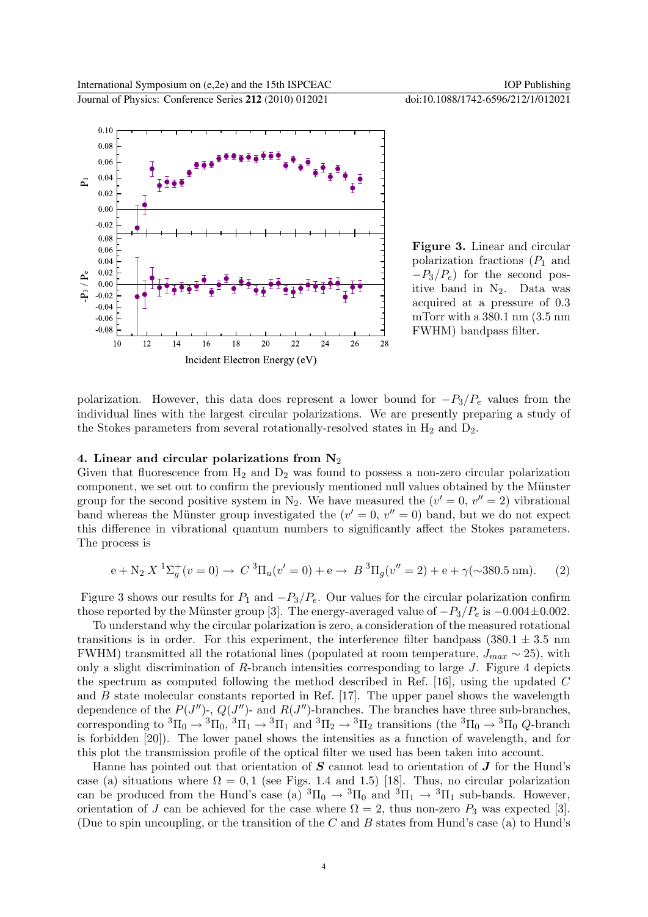**Figure 3.** Linear and circular polarization fractions ($P_1$ and $-P_3/P_e$) for the second positive band in $N_2$. Data was acquired at a pressure of 0.3 mTorr with a 380.1 nm (3.5 nm FWHM) bandpass filter.

polarization. However, this data does represent a lower bound for $-P_3/P_e$ values from the individual lines with the largest circular polarizations. We are presently preparing a study of the Stokes parameters from several rotationally-resolved states in $H_2$ and $D_2$.

## 4. Linear and circular polarizations from $N_2$

Given that fluorescence from $H_2$ and $D_2$ was found to possess a non-zero circular polarization component, we set out to confirm the previously mentioned null values obtained by the Münster group for the second positive system in $N_2$. We have measured the ($v' = 0$, $v'' = 2$) vibrational band whereas the Münster group investigated the ($v' = 0$, $v'' = 0$) band, but we do not expect this difference in vibrational quantum numbers to significantly affect the Stokes parameters. The process is

$$\mathrm{e} + \mathrm{N}_2\, X\, ^1\Sigma_g^+(v = 0) \rightarrow C\, ^3\Pi_u(v' = 0) + \mathrm{e} \rightarrow B\, ^3\Pi_g(v'' = 2) + \mathrm{e} + \gamma(\sim 380.5\,\mathrm{nm}). \quad (2)$$

Figure 3 shows our results for $P_1$ and $-P_3/P_e$. Our values for the circular polarization confirm those reported by the Münster group [3]. The energy-averaged value of $-P_3/P_e$ is $-0.004 \pm 0.002$.

To understand why the circular polarization is zero, a consideration of the measured rotational transitions is in order. For this experiment, the interference filter bandpass ($380.1 \pm 3.5$ nm FWHM) transmitted all the rotational lines (populated at room temperature, $J_{max} \sim 25$), with only a slight discrimination of $R$-branch intensities corresponding to large $J$. Figure 4 depicts the spectrum as computed following the method described in Ref. [16], using the updated $C$ and $B$ state molecular constants reported in Ref. [17]. The upper panel shows the wavelength dependence of the $P(J'')$-, $Q(J'')$- and $R(J'')$-branches. The branches have three sub-branches, corresponding to $^3\Pi_0 \rightarrow {}^3\Pi_0$, $^3\Pi_1 \rightarrow {}^3\Pi_1$ and $^3\Pi_2 \rightarrow {}^3\Pi_2$ transitions (the $^3\Pi_0 \rightarrow {}^3\Pi_0$ $Q$-branch is forbidden [20]). The lower panel shows the intensities as a function of wavelength, and for this plot the transmission profile of the optical filter we used has been taken into account.

Hanne has pointed out that orientation of $\boldsymbol{S}$ cannot lead to orientation of $\boldsymbol{J}$ for the Hund's case (a) situations where $\Omega = 0, 1$ (see Figs. 1.4 and 1.5) [18]. Thus, no circular polarization can be produced from the Hund's case (a) $^3\Pi_0 \rightarrow {}^3\Pi_0$ and $^3\Pi_1 \rightarrow {}^3\Pi_1$ sub-bands. However, orientation of $J$ can be achieved for the case where $\Omega = 2$, thus non-zero $P_3$ was expected [3]. (Due to spin uncoupling, or the transition of the $C$ and $B$ states from Hund's case (a) to Hund's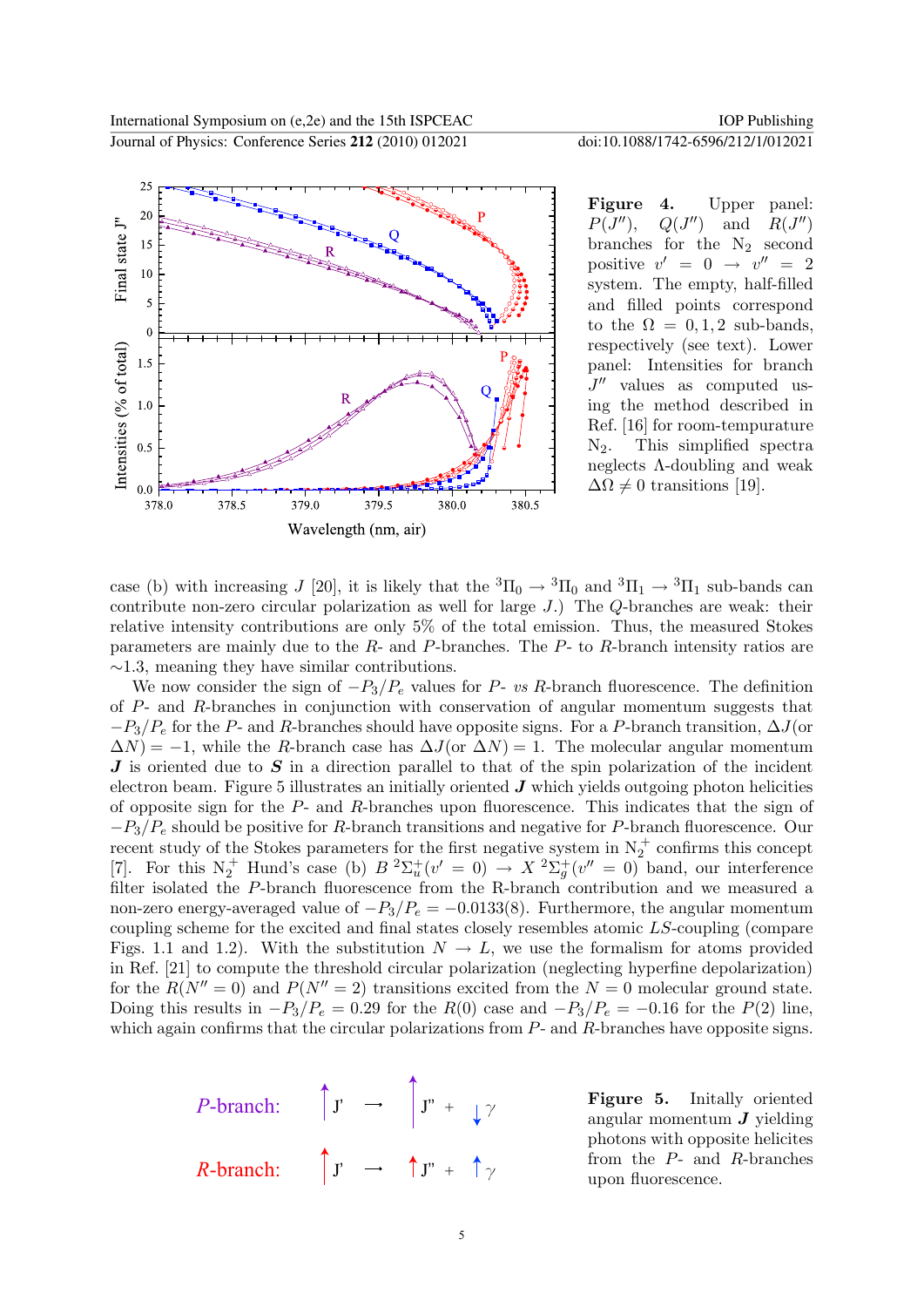**Figure 4.** Upper panel: $P(J'')$, $Q(J'')$ and $R(J'')$ branches for the $N_2$ second positive $v' = 0 \rightarrow v'' = 2$ system. The empty, half-filled and filled points correspond to the $\Omega = 0, 1, 2$ sub-bands, respectively (see text). Lower panel: Intensities for branch $J''$ values as computed using the method described in Ref. [16] for room-tempurature $N_2$. This simplified spectra neglects $\Lambda$-doubling and weak $\Delta\Omega \neq 0$ transitions [19].

case (b) with increasing $J$ [20], it is likely that the ${}^3\Pi_0 \rightarrow {}^3\Pi_0$ and ${}^3\Pi_1 \rightarrow {}^3\Pi_1$ sub-bands can contribute non-zero circular polarization as well for large $J$.) The $Q$-branches are weak: their relative intensity contributions are only 5% of the total emission. Thus, the measured Stokes parameters are mainly due to the $R$- and $P$-branches. The $P$- to $R$-branch intensity ratios are $\sim$1.3, meaning they have similar contributions.

We now consider the sign of $-P_3/P_e$ values for $P$- *vs* $R$-branch fluorescence. The definition of $P$- and $R$-branches in conjunction with conservation of angular momentum suggests that $-P_3/P_e$ for the $P$- and $R$-branches should have opposite signs. For a $P$-branch transition, $\Delta J$(or $\Delta N$) $= -1$, while the $R$-branch case has $\Delta J$(or $\Delta N$) $= 1$. The molecular angular momentum $\boldsymbol{J}$ is oriented due to $\boldsymbol{S}$ in a direction parallel to that of the spin polarization of the incident electron beam. Figure 5 illustrates an initially oriented $\boldsymbol{J}$ which yields outgoing photon helicities of opposite sign for the $P$- and $R$-branches upon fluorescence. This indicates that the sign of $-P_3/P_e$ should be positive for $R$-branch transitions and negative for $P$-branch fluorescence. Our recent study of the Stokes parameters for the first negative system in $N_2^+$ confirms this concept [7]. For this $N_2^+$ Hund's case (b) $B\ {}^2\Sigma_u^+(v' = 0) \rightarrow X\ {}^2\Sigma_g^+(v'' = 0)$ band, our interference filter isolated the $P$-branch fluorescence from the R-branch contribution and we measured a non-zero energy-averaged value of $-P_3/P_e = -0.0133(8)$. Furthermore, the angular momentum coupling scheme for the excited and final states closely resembles atomic $LS$-coupling (compare Figs. 1.1 and 1.2). With the substitution $N \rightarrow L$, we use the formalism for atoms provided in Ref. [21] to compute the threshold circular polarization (neglecting hyperfine depolarization) for the $R(N'' = 0)$ and $P(N'' = 2)$ transitions excited from the $N = 0$ molecular ground state. Doing this results in $-P_3/P_e = 0.29$ for the $R(0)$ case and $-P_3/P_e = -0.16$ for the $P(2)$ line, which again confirms that the circular polarizations from $P$- and $R$-branches have opposite signs.

*P*-branch: $J' \rightarrow J'' + \gamma$

*R*-branch: $J' \rightarrow J'' + \gamma$

**Figure 5.** Initally oriented angular momentum $\boldsymbol{J}$ yielding photons with opposite helicites from the $P$- and $R$-branches upon fluorescence.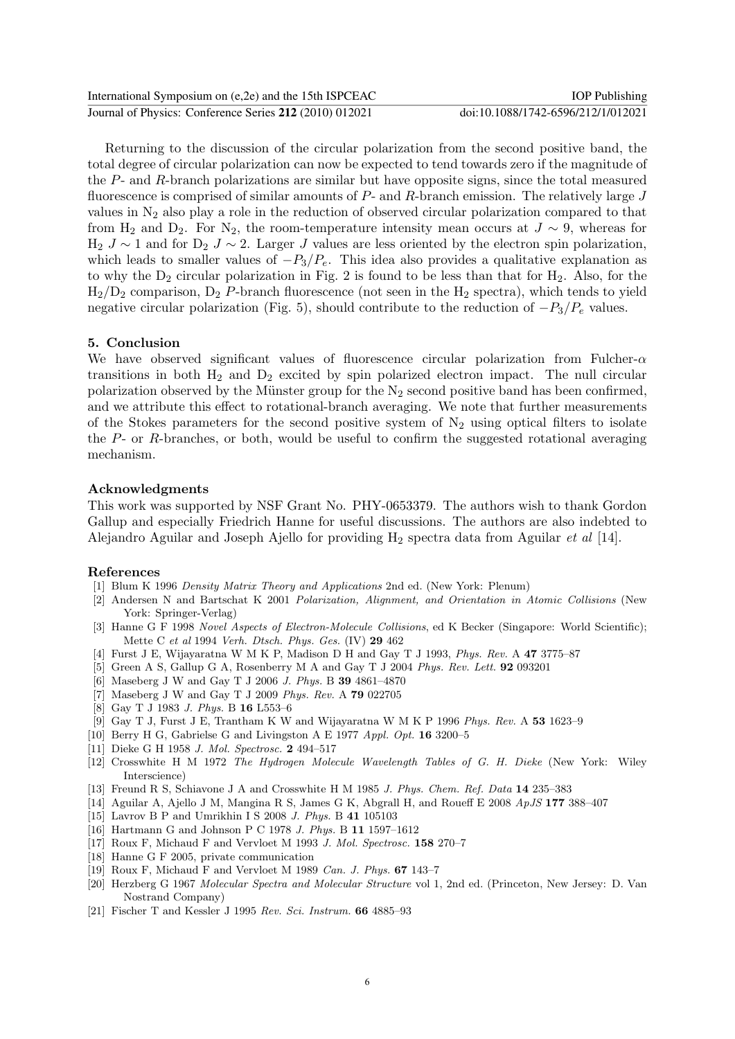Returning to the discussion of the circular polarization from the second positive band, the total degree of circular polarization can now be expected to tend towards zero if the magnitude of the *P*- and *R*-branch polarizations are similar but have opposite signs, since the total measured fluorescence is comprised of similar amounts of *P*- and *R*-branch emission. The relatively large $J$ values in $N_2$ also play a role in the reduction of observed circular polarization compared to that from $H_2$ and $D_2$. For $N_2$, the room-temperature intensity mean occurs at $J \sim 9$, whereas for $H_2$ $J \sim 1$ and for $D_2$ $J \sim 2$. Larger $J$ values are less oriented by the electron spin polarization, which leads to smaller values of $-P_3/P_e$. This idea also provides a qualitative explanation as to why the $D_2$ circular polarization in Fig. 2 is found to be less than that for $H_2$. Also, for the $H_2/D_2$ comparison, $D_2$ *P*-branch fluorescence (not seen in the $H_2$ spectra), which tends to yield negative circular polarization (Fig. 5), should contribute to the reduction of $-P_3/P_e$ values.

## 5. Conclusion

We have observed significant values of fluorescence circular polarization from Fulcher-$\alpha$ transitions in both $H_2$ and $D_2$ excited by spin polarized electron impact. The null circular polarization observed by the Münster group for the $N_2$ second positive band has been confirmed, and we attribute this effect to rotational-branch averaging. We note that further measurements of the Stokes parameters for the second positive system of $N_2$ using optical filters to isolate the *P*- or *R*-branches, or both, would be useful to confirm the suggested rotational averaging mechanism.

## Acknowledgments

This work was supported by NSF Grant No. PHY-0653379. The authors wish to thank Gordon Gallup and especially Friedrich Hanne for useful discussions. The authors are also indebted to Alejandro Aguilar and Joseph Ajello for providing $H_2$ spectra data from Aguilar *et al* [14].

## References

[1] Blum K 1996 *Density Matrix Theory and Applications* 2nd ed. (New York: Plenum)
[2] Andersen N and Bartschat K 2001 *Polarization, Alignment, and Orientation in Atomic Collisions* (New York: Springer-Verlag)
[3] Hanne G F 1998 *Novel Aspects of Electron-Molecule Collisions*, ed K Becker (Singapore: World Scientific); Mette C *et al* 1994 *Verh. Dtsch. Phys. Ges.* (IV) **29** 462
[4] Furst J E, Wijayaratna W M K P, Madison D H and Gay T J 1993, *Phys. Rev.* A **47** 3775–87
[5] Green A S, Gallup G A, Rosenberry M A and Gay T J 2004 *Phys. Rev. Lett.* **92** 093201
[6] Maseberg J W and Gay T J 2006 *J. Phys.* B **39** 4861–4870
[7] Maseberg J W and Gay T J 2009 *Phys. Rev.* A **79** 022705
[8] Gay T J 1983 *J. Phys.* B **16** L553–6
[9] Gay T J, Furst J E, Trantham K W and Wijayaratna W M K P 1996 *Phys. Rev.* A **53** 1623–9
[10] Berry H G, Gabrielse G and Livingston A E 1977 *Appl. Opt.* **16** 3200–5
[11] Dieke G H 1958 *J. Mol. Spectrosc.* **2** 494–517
[12] Crosswhite H M 1972 *The Hydrogen Molecule Wavelength Tables of G. H. Dieke* (New York: Wiley Interscience)
[13] Freund R S, Schiavone J A and Crosswhite H M 1985 *J. Phys. Chem. Ref. Data* **14** 235–383
[14] Aguilar A, Ajello J M, Mangina R S, James G K, Abgrall H, and Roueff E 2008 *ApJS* **177** 388–407
[15] Lavrov B P and Umrikhin I S 2008 *J. Phys.* B **41** 105103
[16] Hartmann G and Johnson P C 1978 *J. Phys.* B **11** 1597–1612
[17] Roux F, Michaud F and Vervloet M 1993 *J. Mol. Spectrosc.* **158** 270–7
[18] Hanne G F 2005, private communication
[19] Roux F, Michaud F and Vervloet M 1989 *Can. J. Phys.* **67** 143–7
[20] Herzberg G 1967 *Molecular Spectra and Molecular Structure* vol 1, 2nd ed. (Princeton, New Jersey: D. Van Nostrand Company)
[21] Fischer T and Kessler J 1995 *Rev. Sci. Instrum.* **66** 4885–93